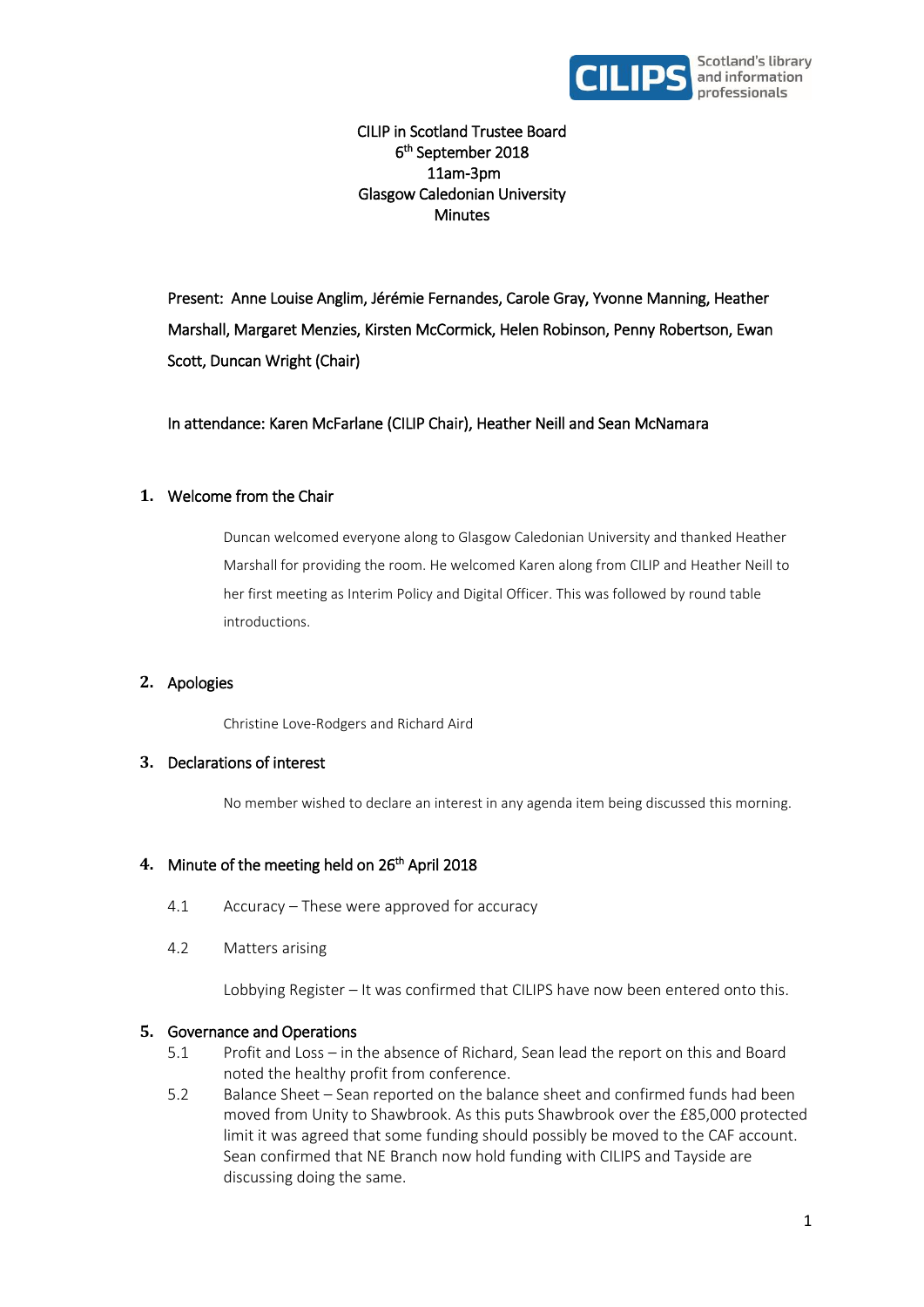CILIP in Scotland Trustee Board
6th September 2018
11am-3pm
Glasgow Caledonian University
Minutes

Present: Anne Louise Anglim, Jérémie Fernandes, Carole Gray, Yvonne Manning, Heather Marshall, Margaret Menzies, Kirsten McCormick, Helen Robinson, Penny Robertson, Ewan Scott, Duncan Wright (Chair)

In attendance: Karen McFarlane (CILIP Chair), Heather Neill and Sean McNamara

## 1. Welcome from the Chair

Duncan welcomed everyone along to Glasgow Caledonian University and thanked Heather Marshall for providing the room. He welcomed Karen along from CILIP and Heather Neill to her first meeting as Interim Policy and Digital Officer. This was followed by round table introductions.

## 2. Apologies

Christine Love-Rodgers and Richard Aird

## 3. Declarations of interest

No member wished to declare an interest in any agenda item being discussed this morning.

## 4. Minute of the meeting held on 26th April 2018

4.1 Accuracy – These were approved for accuracy

4.2 Matters arising

Lobbying Register – It was confirmed that CILIPS have now been entered onto this.

## 5. Governance and Operations

5.1 Profit and Loss – in the absence of Richard, Sean lead the report on this and Board noted the healthy profit from conference.

5.2 Balance Sheet – Sean reported on the balance sheet and confirmed funds had been moved from Unity to Shawbrook. As this puts Shawbrook over the £85,000 protected limit it was agreed that some funding should possibly be moved to the CAF account. Sean confirmed that NE Branch now hold funding with CILIPS and Tayside are discussing doing the same.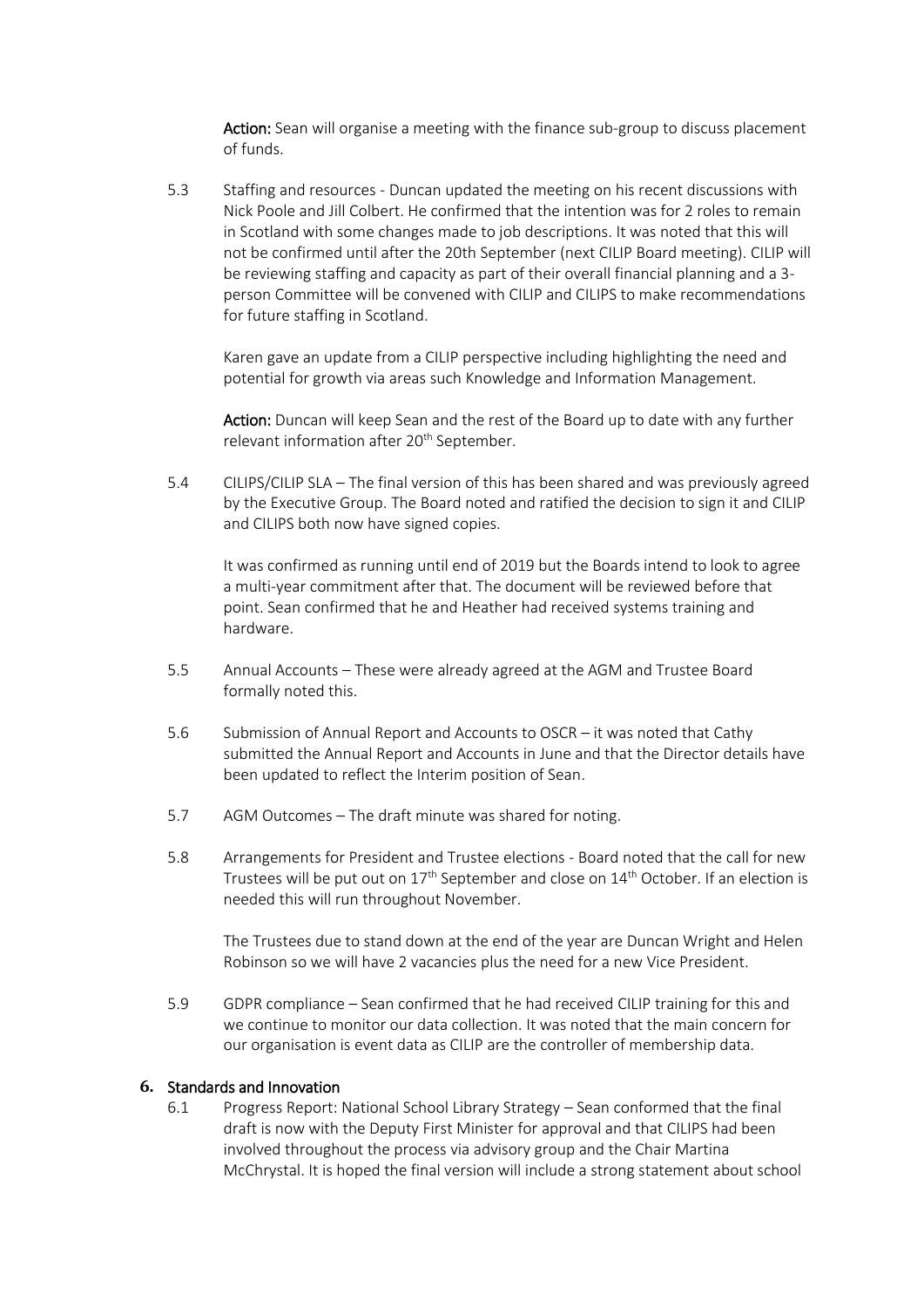**Action:** Sean will organise a meeting with the finance sub-group to discuss placement of funds.

5.3 Staffing and resources - Duncan updated the meeting on his recent discussions with Nick Poole and Jill Colbert. He confirmed that the intention was for 2 roles to remain in Scotland with some changes made to job descriptions. It was noted that this will not be confirmed until after the 20th September (next CILIP Board meeting). CILIP will be reviewing staffing and capacity as part of their overall financial planning and a 3-person Committee will be convened with CILIP and CILIPS to make recommendations for future staffing in Scotland.

Karen gave an update from a CILIP perspective including highlighting the need and potential for growth via areas such Knowledge and Information Management.

**Action:** Duncan will keep Sean and the rest of the Board up to date with any further relevant information after 20th September.

5.4 CILIPS/CILIP SLA – The final version of this has been shared and was previously agreed by the Executive Group. The Board noted and ratified the decision to sign it and CILIP and CILIPS both now have signed copies.

It was confirmed as running until end of 2019 but the Boards intend to look to agree a multi-year commitment after that. The document will be reviewed before that point. Sean confirmed that he and Heather had received systems training and hardware.

5.5 Annual Accounts – These were already agreed at the AGM and Trustee Board formally noted this.

5.6 Submission of Annual Report and Accounts to OSCR – it was noted that Cathy submitted the Annual Report and Accounts in June and that the Director details have been updated to reflect the Interim position of Sean.

5.7 AGM Outcomes – The draft minute was shared for noting.

5.8 Arrangements for President and Trustee elections - Board noted that the call for new Trustees will be put out on 17th September and close on 14th October. If an election is needed this will run throughout November.

The Trustees due to stand down at the end of the year are Duncan Wright and Helen Robinson so we will have 2 vacancies plus the need for a new Vice President.

5.9 GDPR compliance – Sean confirmed that he had received CILIP training for this and we continue to monitor our data collection. It was noted that the main concern for our organisation is event data as CILIP are the controller of membership data.

## 6. Standards and Innovation

6.1 Progress Report: National School Library Strategy – Sean conformed that the final draft is now with the Deputy First Minister for approval and that CILIPS had been involved throughout the process via advisory group and the Chair Martina McChrystal. It is hoped the final version will include a strong statement about school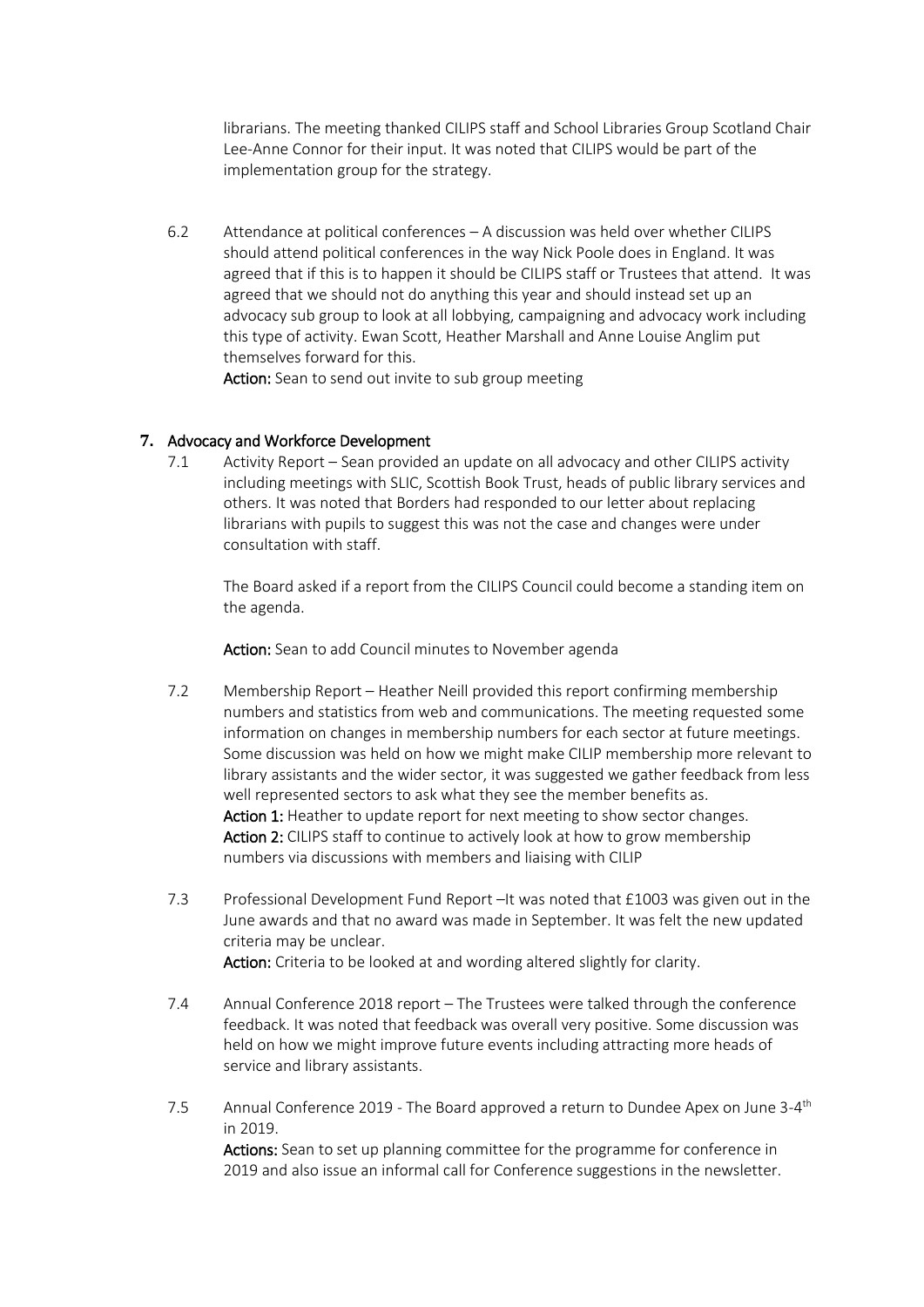librarians. The meeting thanked CILIPS staff and School Libraries Group Scotland Chair Lee-Anne Connor for their input. It was noted that CILIPS would be part of the implementation group for the strategy.

6.2 Attendance at political conferences – A discussion was held over whether CILIPS should attend political conferences in the way Nick Poole does in England. It was agreed that if this is to happen it should be CILIPS staff or Trustees that attend. It was agreed that we should not do anything this year and should instead set up an advocacy sub group to look at all lobbying, campaigning and advocacy work including this type of activity. Ewan Scott, Heather Marshall and Anne Louise Anglim put themselves forward for this.

**Action:** Sean to send out invite to sub group meeting

## 7. Advocacy and Workforce Development

7.1 Activity Report – Sean provided an update on all advocacy and other CILIPS activity including meetings with SLIC, Scottish Book Trust, heads of public library services and others. It was noted that Borders had responded to our letter about replacing librarians with pupils to suggest this was not the case and changes were under consultation with staff.

The Board asked if a report from the CILIPS Council could become a standing item on the agenda.

**Action:** Sean to add Council minutes to November agenda

7.2 Membership Report – Heather Neill provided this report confirming membership numbers and statistics from web and communications. The meeting requested some information on changes in membership numbers for each sector at future meetings. Some discussion was held on how we might make CILIP membership more relevant to library assistants and the wider sector, it was suggested we gather feedback from less well represented sectors to ask what they see the member benefits as.

**Action 1:** Heather to update report for next meeting to show sector changes.
**Action 2:** CILIPS staff to continue to actively look at how to grow membership numbers via discussions with members and liaising with CILIP

7.3 Professional Development Fund Report –It was noted that £1003 was given out in the June awards and that no award was made in September. It was felt the new updated criteria may be unclear.

**Action:** Criteria to be looked at and wording altered slightly for clarity.

7.4 Annual Conference 2018 report – The Trustees were talked through the conference feedback. It was noted that feedback was overall very positive. Some discussion was held on how we might improve future events including attracting more heads of service and library assistants.

7.5 Annual Conference 2019 - The Board approved a return to Dundee Apex on June 3-4th in 2019.

**Actions:** Sean to set up planning committee for the programme for conference in 2019 and also issue an informal call for Conference suggestions in the newsletter.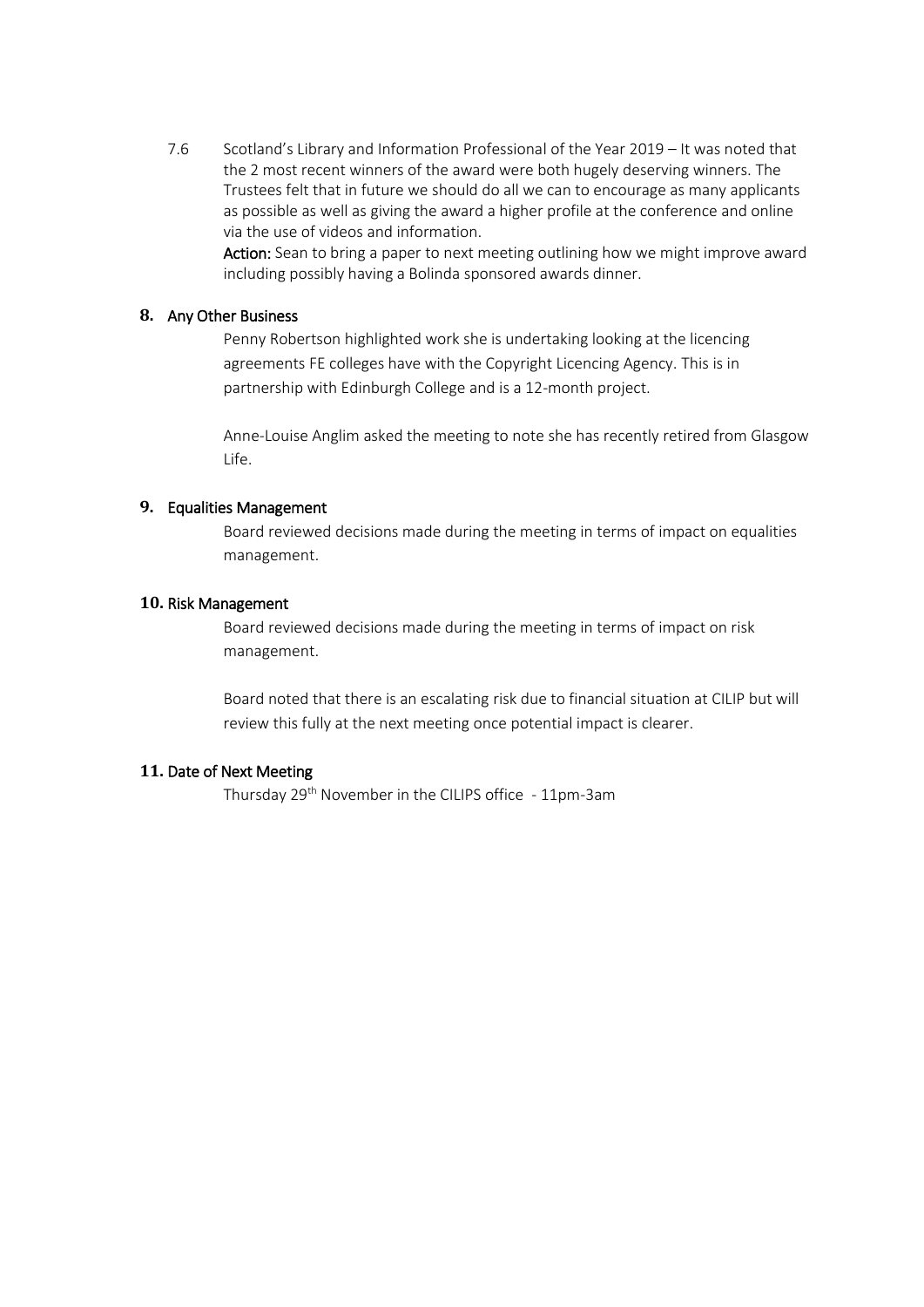7.6 Scotland's Library and Information Professional of the Year 2019 – It was noted that the 2 most recent winners of the award were both hugely deserving winners. The Trustees felt that in future we should do all we can to encourage as many applicants as possible as well as giving the award a higher profile at the conference and online via the use of videos and information.

**Action:** Sean to bring a paper to next meeting outlining how we might improve award including possibly having a Bolinda sponsored awards dinner.

## 8. Any Other Business

Penny Robertson highlighted work she is undertaking looking at the licencing agreements FE colleges have with the Copyright Licencing Agency. This is in partnership with Edinburgh College and is a 12-month project.

Anne-Louise Anglim asked the meeting to note she has recently retired from Glasgow Life.

## 9. Equalities Management

Board reviewed decisions made during the meeting in terms of impact on equalities management.

## 10. Risk Management

Board reviewed decisions made during the meeting in terms of impact on risk management.

Board noted that there is an escalating risk due to financial situation at CILIP but will review this fully at the next meeting once potential impact is clearer.

## 11. Date of Next Meeting

Thursday 29th November in the CILIPS office - 11pm-3am